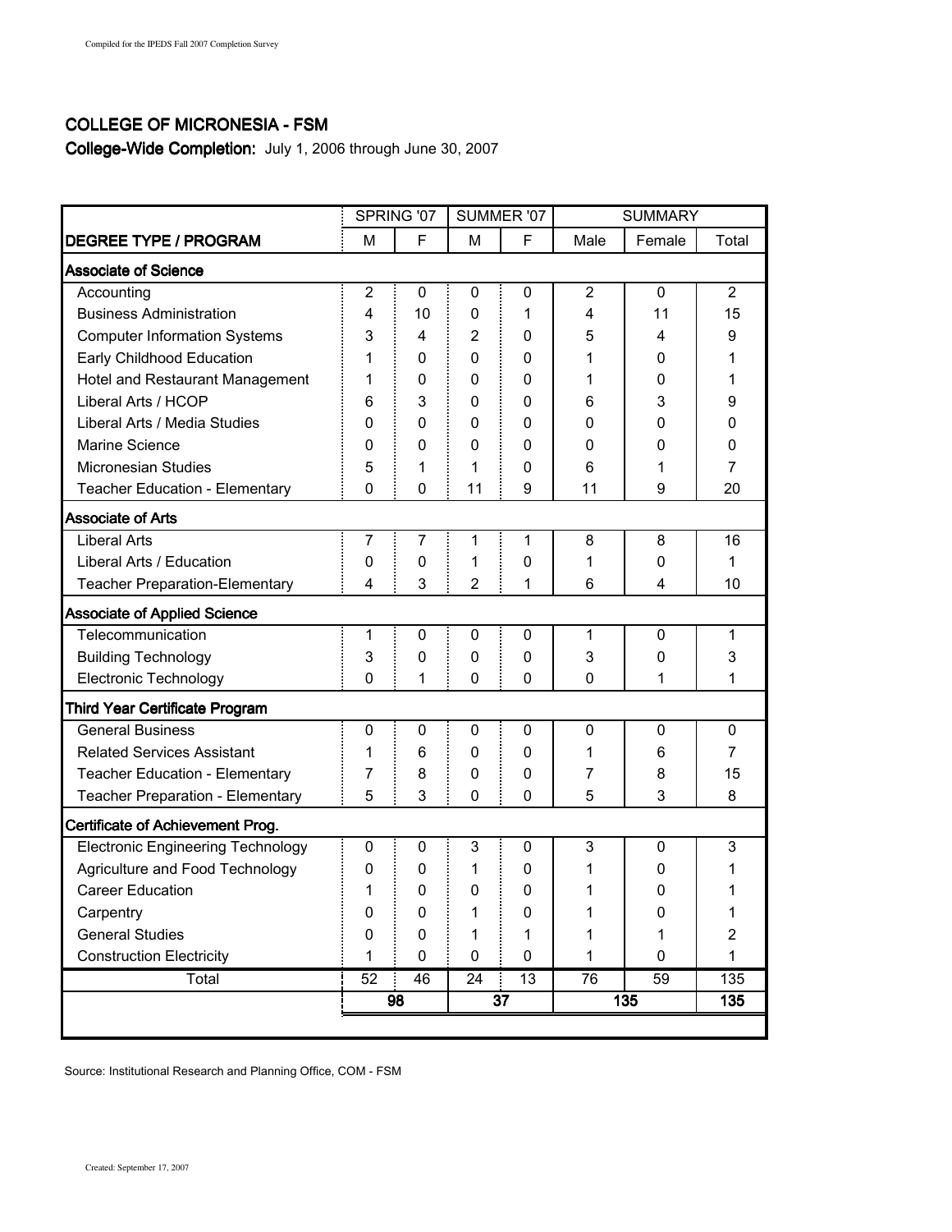Compiled for the IPEDS Fall 2007 Completion Survey

## COLLEGE OF MICRONESIA - FSM

**College-Wide Completion:** July 1, 2006 through June 30, 2007

| | SPRING '07 | | SUMMER '07 | | SUMMARY | | |
|---|---|---|---|---|---|---|---|
| **DEGREE TYPE / PROGRAM** | M | F | M | F | Male | Female | Total |
| **Associate of Science** | | | | | | | |
| Accounting | 2 | 0 | 0 | 0 | 2 | 0 | 2 |
| Business Administration | 4 | 10 | 0 | 1 | 4 | 11 | 15 |
| Computer Information Systems | 3 | 4 | 2 | 0 | 5 | 4 | 9 |
| Early Childhood Education | 1 | 0 | 0 | 0 | 1 | 0 | 1 |
| Hotel and Restaurant Management | 1 | 0 | 0 | 0 | 1 | 0 | 1 |
| Liberal Arts / HCOP | 6 | 3 | 0 | 0 | 6 | 3 | 9 |
| Liberal Arts / Media Studies | 0 | 0 | 0 | 0 | 0 | 0 | 0 |
| Marine Science | 0 | 0 | 0 | 0 | 0 | 0 | 0 |
| Micronesian Studies | 5 | 1 | 1 | 0 | 6 | 1 | 7 |
| Teacher Education - Elementary | 0 | 0 | 11 | 9 | 11 | 9 | 20 |
| **Associate of Arts** | | | | | | | |
| Liberal Arts | 7 | 7 | 1 | 1 | 8 | 8 | 16 |
| Liberal Arts / Education | 0 | 0 | 1 | 0 | 1 | 0 | 1 |
| Teacher Preparation-Elementary | 4 | 3 | 2 | 1 | 6 | 4 | 10 |
| **Associate of Applied Science** | | | | | | | |
| Telecommunication | 1 | 0 | 0 | 0 | 1 | 0 | 1 |
| Building Technology | 3 | 0 | 0 | 0 | 3 | 0 | 3 |
| Electronic Technology | 0 | 1 | 0 | 0 | 0 | 1 | 1 |
| **Third Year Certificate Program** | | | | | | | |
| General Business | 0 | 0 | 0 | 0 | 0 | 0 | 0 |
| Related Services Assistant | 1 | 6 | 0 | 0 | 1 | 6 | 7 |
| Teacher Education - Elementary | 7 | 8 | 0 | 0 | 7 | 8 | 15 |
| Teacher Preparation - Elementary | 5 | 3 | 0 | 0 | 5 | 3 | 8 |
| **Certificate of Achievement Prog.** | | | | | | | |
| Electronic Engineering Technology | 0 | 0 | 3 | 0 | 3 | 0 | 3 |
| Agriculture and Food Technology | 0 | 0 | 1 | 0 | 1 | 0 | 1 |
| Career Education | 1 | 0 | 0 | 0 | 1 | 0 | 1 |
| Carpentry | 0 | 0 | 1 | 0 | 1 | 0 | 1 |
| General Studies | 0 | 0 | 1 | 1 | 1 | 1 | 2 |
| Construction Electricity | 1 | 0 | 0 | 0 | 1 | 0 | 1 |
| Total | 52 | 46 | 24 | 13 | 76 | 59 | 135 |
| | **98** | | **37** | | **135** | | **135** |

Source: Institutional Research and Planning Office, COM - FSM

Created: September 17, 2007